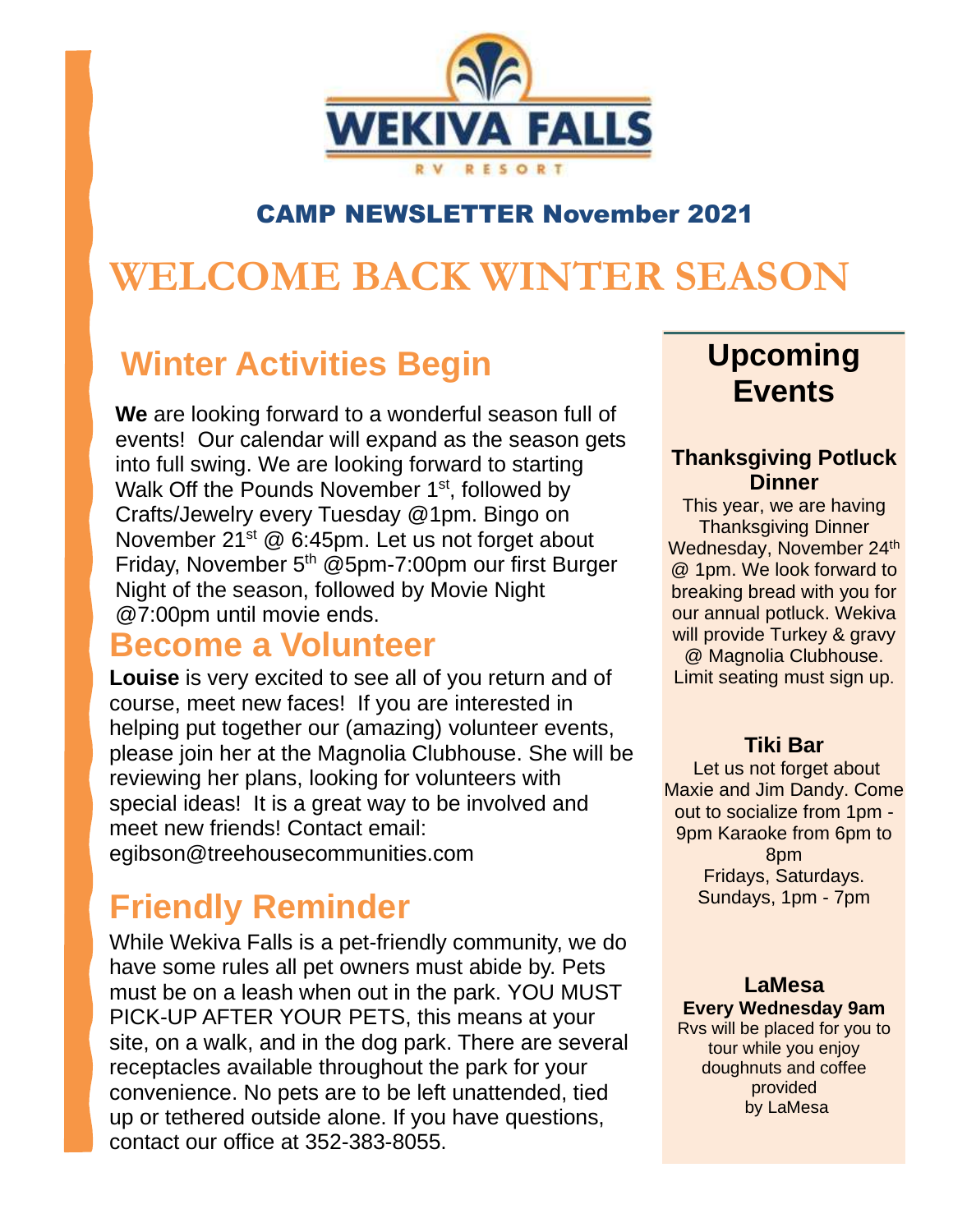**WEKIVA FALLS**
RV RESORT

**CAMP NEWSLETTER November 2021**

# WELCOME BACK WINTER SEASON

## Winter Activities Begin

**We** are looking forward to a wonderful season full of events! Our calendar will expand as the season gets into full swing. We are looking forward to starting Walk Off the Pounds November 1st, followed by Crafts/Jewelry every Tuesday @1pm. Bingo on November 21st @ 6:45pm. Let us not forget about Friday, November 5th @5pm-7:00pm our first Burger Night of the season, followed by Movie Night @7:00pm until movie ends.

## Become a Volunteer

**Louise** is very excited to see all of you return and of course, meet new faces! If you are interested in helping put together our (amazing) volunteer events, please join her at the Magnolia Clubhouse. She will be reviewing her plans, looking for volunteers with special ideas! It is a great way to be involved and meet new friends! Contact email: egibson@treehousecommunities.com

## Friendly Reminder

While Wekiva Falls is a pet-friendly community, we do have some rules all pet owners must abide by. Pets must be on a leash when out in the park. YOU MUST PICK-UP AFTER YOUR PETS, this means at your site, on a walk, and in the dog park. There are several receptacles available throughout the park for your convenience. No pets are to be left unattended, tied up or tethered outside alone. If you have questions, contact our office at 352-383-8055.

## Upcoming Events

### Thanksgiving Potluck Dinner

This year, we are having Thanksgiving Dinner Wednesday, November 24th @ 1pm. We look forward to breaking bread with you for our annual potluck. Wekiva will provide Turkey & gravy @ Magnolia Clubhouse. Limit seating must sign up.

### Tiki Bar

Let us not forget about Maxie and Jim Dandy. Come out to socialize from 1pm - 9pm Karaoke from 6pm to 8pm
Fridays, Saturdays.
Sundays, 1pm - 7pm

### LaMesa

**Every Wednesday 9am**

Rvs will be placed for you to tour while you enjoy doughnuts and coffee provided by LaMesa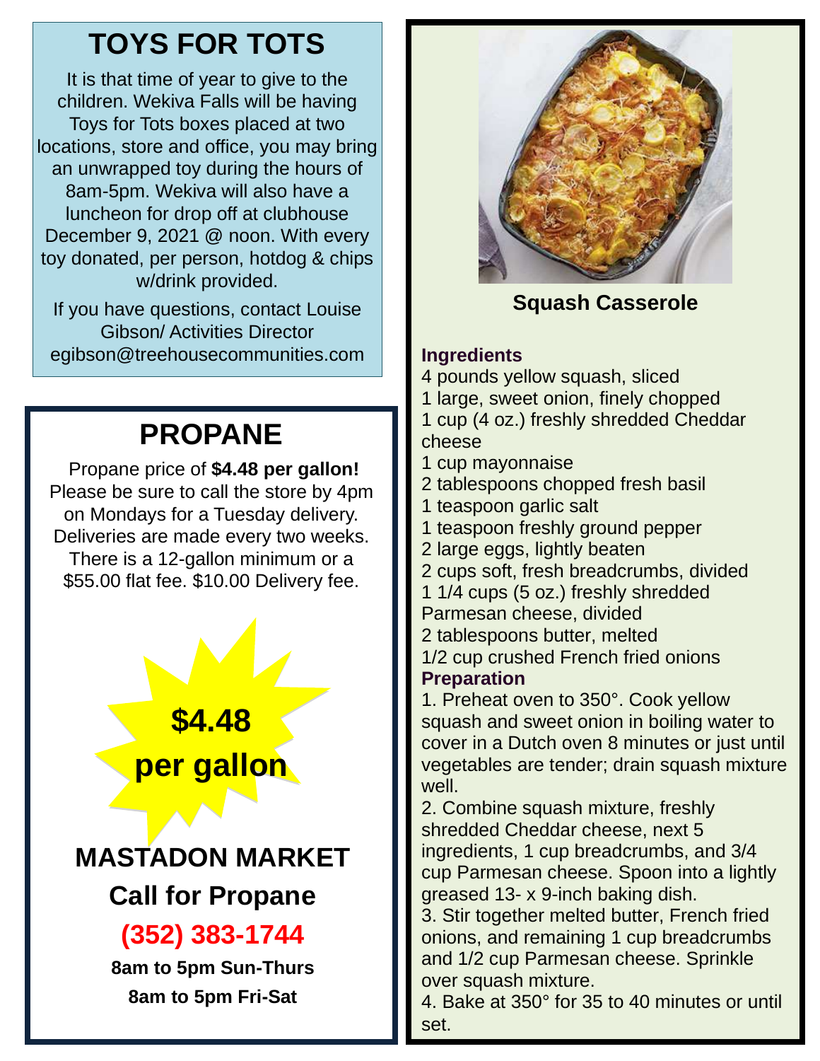# TOYS FOR TOTS

It is that time of year to give to the children. Wekiva Falls will be having Toys for Tots boxes placed at two locations, store and office, you may bring an unwrapped toy during the hours of 8am-5pm. Wekiva will also have a luncheon for drop off at clubhouse December 9, 2021 @ noon. With every toy donated, per person, hotdog & chips w/drink provided.

If you have questions, contact Louise Gibson/ Activities Director egibson@treehousecommunities.com

# PROPANE

Propane price of **$4.48 per gallon!** Please be sure to call the store by 4pm on Mondays for a Tuesday delivery. Deliveries are made every two weeks. There is a 12-gallon minimum or a $55.00 flat fee. $10.00 Delivery fee.

**$4.48 per gallon**

## MASTADON MARKET

## Call for Propane

## (352) 383-1744

**8am to 5pm Sun-Thurs**

**8am to 5pm Fri-Sat**

## Squash Casserole

**Ingredients**

4 pounds yellow squash, sliced
1 large, sweet onion, finely chopped
1 cup (4 oz.) freshly shredded Cheddar cheese
1 cup mayonnaise
2 tablespoons chopped fresh basil
1 teaspoon garlic salt
1 teaspoon freshly ground pepper
2 large eggs, lightly beaten
2 cups soft, fresh breadcrumbs, divided
1 1/4 cups (5 oz.) freshly shredded Parmesan cheese, divided
2 tablespoons butter, melted
1/2 cup crushed French fried onions

**Preparation**

1. Preheat oven to 350°. Cook yellow squash and sweet onion in boiling water to cover in a Dutch oven 8 minutes or just until vegetables are tender; drain squash mixture well.
2. Combine squash mixture, freshly shredded Cheddar cheese, next 5 ingredients, 1 cup breadcrumbs, and 3/4 cup Parmesan cheese. Spoon into a lightly greased 13- x 9-inch baking dish.
3. Stir together melted butter, French fried onions, and remaining 1 cup breadcrumbs and 1/2 cup Parmesan cheese. Sprinkle over squash mixture.
4. Bake at 350° for 35 to 40 minutes or until set.